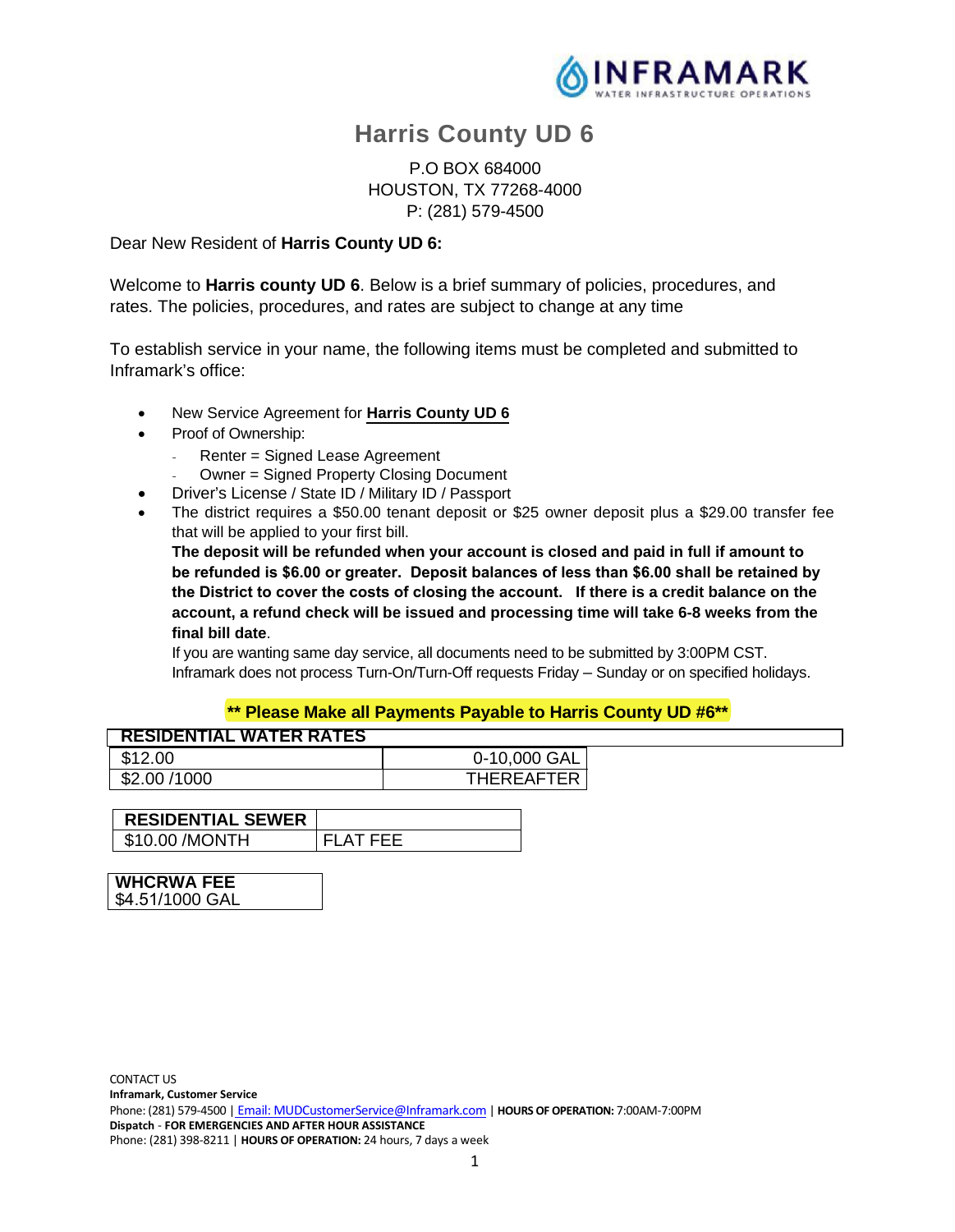# Harris County UD 6

P.O BOX 684000
HOUSTON, TX 77268-4000
P: (281) 579-4500

Dear New Resident of **Harris County UD 6:**

Welcome to **Harris county UD 6**. Below is a brief summary of policies, procedures, and rates. The policies, procedures, and rates are subject to change at any time

To establish service in your name, the following items must be completed and submitted to Inframark's office:

- New Service Agreement for **Harris County UD 6**
- Proof of Ownership:
  - Renter = Signed Lease Agreement
  - Owner = Signed Property Closing Document
- Driver's License / State ID / Military ID / Passport
- The district requires a $50.00 tenant deposit or $25 owner deposit plus a $29.00 transfer fee that will be applied to your first bill.

  **The deposit will be refunded when your account is closed and paid in full if amount to be refunded is $6.00 or greater. Deposit balances of less than $6.00 shall be retained by the District to cover the costs of closing the account. If there is a credit balance on the account, a refund check will be issued and processing time will take 6-8 weeks from the final bill date**.

  If you are wanting same day service, all documents need to be submitted by 3:00PM CST. Inframark does not process Turn-On/Turn-Off requests Friday – Sunday or on specified holidays.

**\*\* Please Make all Payments Payable to Harris County UD #6\*\***

| RESIDENTIAL WATER RATES | |
|---|---|
| $12.00 | 0-10,000 GAL |
| $2.00 /1000 | THEREAFTER |

| RESIDENTIAL SEWER | |
|---|---|
| $10.00 /MONTH | FLAT FEE |

| WHCRWA FEE |
|---|
| $4.51/1000 GAL |

CONTACT US
**Inframark, Customer Service**
Phone: (281) 579-4500 | Email: MUDCustomerService@Inframark.com | **HOURS OF OPERATION:** 7:00AM-7:00PM
**Dispatch - FOR EMERGENCIES AND AFTER HOUR ASSISTANCE**
Phone: (281) 398-8211 | **HOURS OF OPERATION:** 24 hours, 7 days a week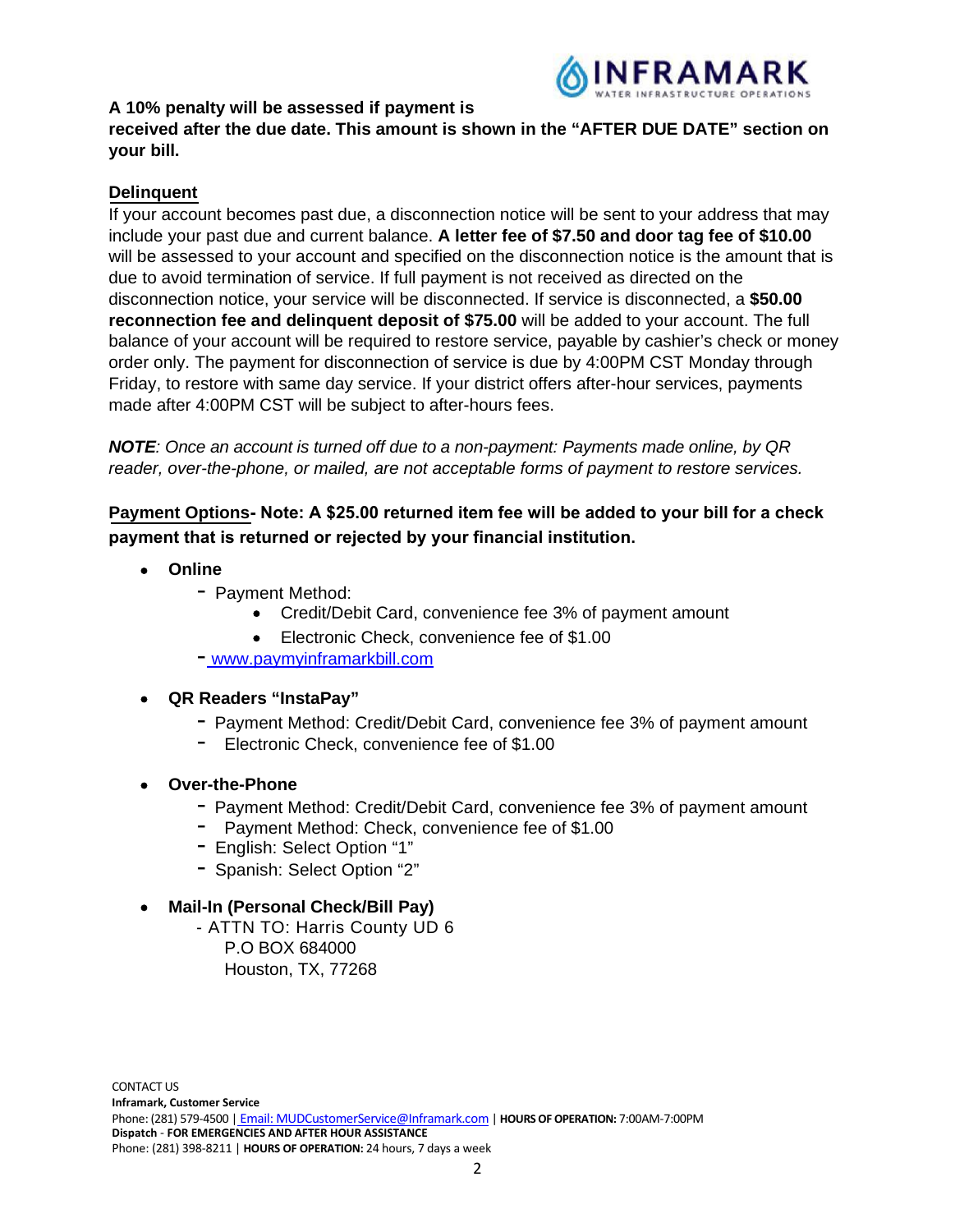**A 10% penalty will be assessed if payment is received after the due date. This amount is shown in the "AFTER DUE DATE" section on your bill.**

## Delinquent

If your account becomes past due, a disconnection notice will be sent to your address that may include your past due and current balance. **A letter fee of $7.50 and door tag fee of $10.00** will be assessed to your account and specified on the disconnection notice is the amount that is due to avoid termination of service. If full payment is not received as directed on the disconnection notice, your service will be disconnected. If service is disconnected, a **$50.00 reconnection fee and delinquent deposit of $75.00** will be added to your account. The full balance of your account will be required to restore service, payable by cashier's check or money order only. The payment for disconnection of service is due by 4:00PM CST Monday through Friday, to restore with same day service. If your district offers after-hour services, payments made after 4:00PM CST will be subject to after-hours fees.

***NOTE**: Once an account is turned off due to a non-payment: Payments made online, by QR reader, over-the-phone, or mailed, are not acceptable forms of payment to restore services.*

**Payment Options- Note: A $25.00 returned item fee will be added to your bill for a check payment that is returned or rejected by your financial institution.**

- **Online**
  - Payment Method:
    - Credit/Debit Card, convenience fee 3% of payment amount
    - Electronic Check, convenience fee of $1.00
  - www.paymyinframarkbill.com
- **QR Readers "InstaPay"**
  - Payment Method: Credit/Debit Card, convenience fee 3% of payment amount
  - Electronic Check, convenience fee of $1.00
- **Over-the-Phone**
  - Payment Method: Credit/Debit Card, convenience fee 3% of payment amount
  - Payment Method: Check, convenience fee of $1.00
  - English: Select Option "1"
  - Spanish: Select Option "2"
- **Mail-In (Personal Check/Bill Pay)**
  - ATTN TO: Harris County UD 6
    P.O BOX 684000
    Houston, TX, 77268

CONTACT US
**Inframark, Customer Service**
Phone: (281) 579-4500 | Email: MUDCustomerService@Inframark.com | **HOURS OF OPERATION:** 7:00AM-7:00PM
**Dispatch - FOR EMERGENCIES AND AFTER HOUR ASSISTANCE**
Phone: (281) 398-8211 | **HOURS OF OPERATION:** 24 hours, 7 days a week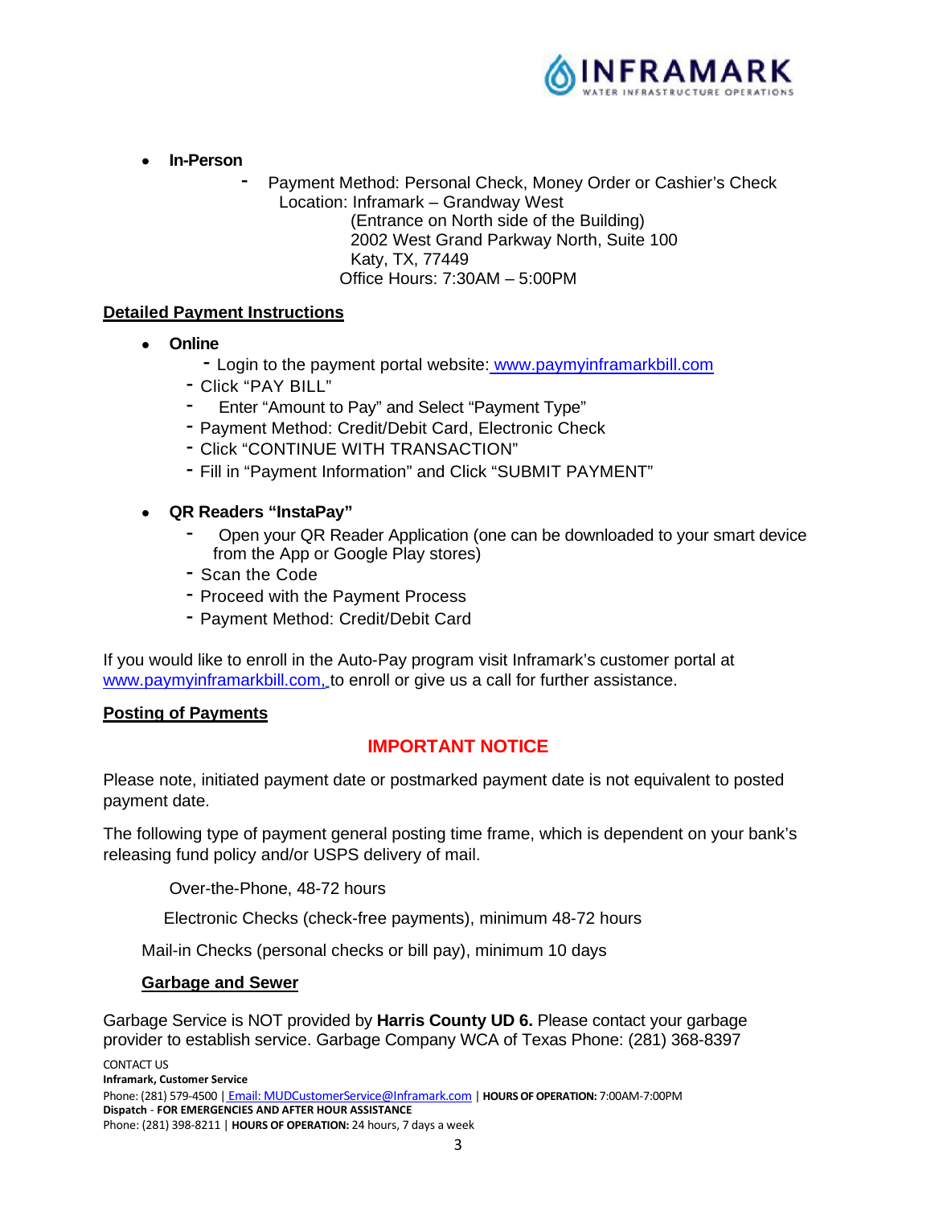- **In-Person**
  - Payment Method: Personal Check, Money Order or Cashier's Check
    Location: Inframark – Grandway West
    (Entrance on North side of the Building)
    2002 West Grand Parkway North, Suite 100
    Katy, TX, 77449
    Office Hours: 7:30AM – 5:00PM

## Detailed Payment Instructions

- **Online**
  - Login to the payment portal website: www.paymyinframarkbill.com
  - Click "PAY BILL"
  - Enter "Amount to Pay" and Select "Payment Type"
  - Payment Method: Credit/Debit Card, Electronic Check
  - Click "CONTINUE WITH TRANSACTION"
  - Fill in "Payment Information" and Click "SUBMIT PAYMENT"

- **QR Readers "InstaPay"**
  - Open your QR Reader Application (one can be downloaded to your smart device from the App or Google Play stores)
  - Scan the Code
  - Proceed with the Payment Process
  - Payment Method: Credit/Debit Card

If you would like to enroll in the Auto-Pay program visit Inframark's customer portal at www.paymyinframarkbill.com, to enroll or give us a call for further assistance.

## Posting of Payments

**IMPORTANT NOTICE**

Please note, initiated payment date or postmarked payment date is not equivalent to posted payment date.

The following type of payment general posting time frame, which is dependent on your bank's releasing fund policy and/or USPS delivery of mail.

Over-the-Phone, 48-72 hours

Electronic Checks (check-free payments), minimum 48-72 hours

Mail-in Checks (personal checks or bill pay), minimum 10 days

## Garbage and Sewer

Garbage Service is NOT provided by **Harris County UD 6.** Please contact your garbage provider to establish service. Garbage Company WCA of Texas Phone: (281) 368-8397

CONTACT US
**Inframark, Customer Service**
Phone: (281) 579-4500 | Email: MUDCustomerService@Inframark.com | **HOURS OF OPERATION:** 7:00AM-7:00PM
**Dispatch - FOR EMERGENCIES AND AFTER HOUR ASSISTANCE**
Phone: (281) 398-8211 | **HOURS OF OPERATION:** 24 hours, 7 days a week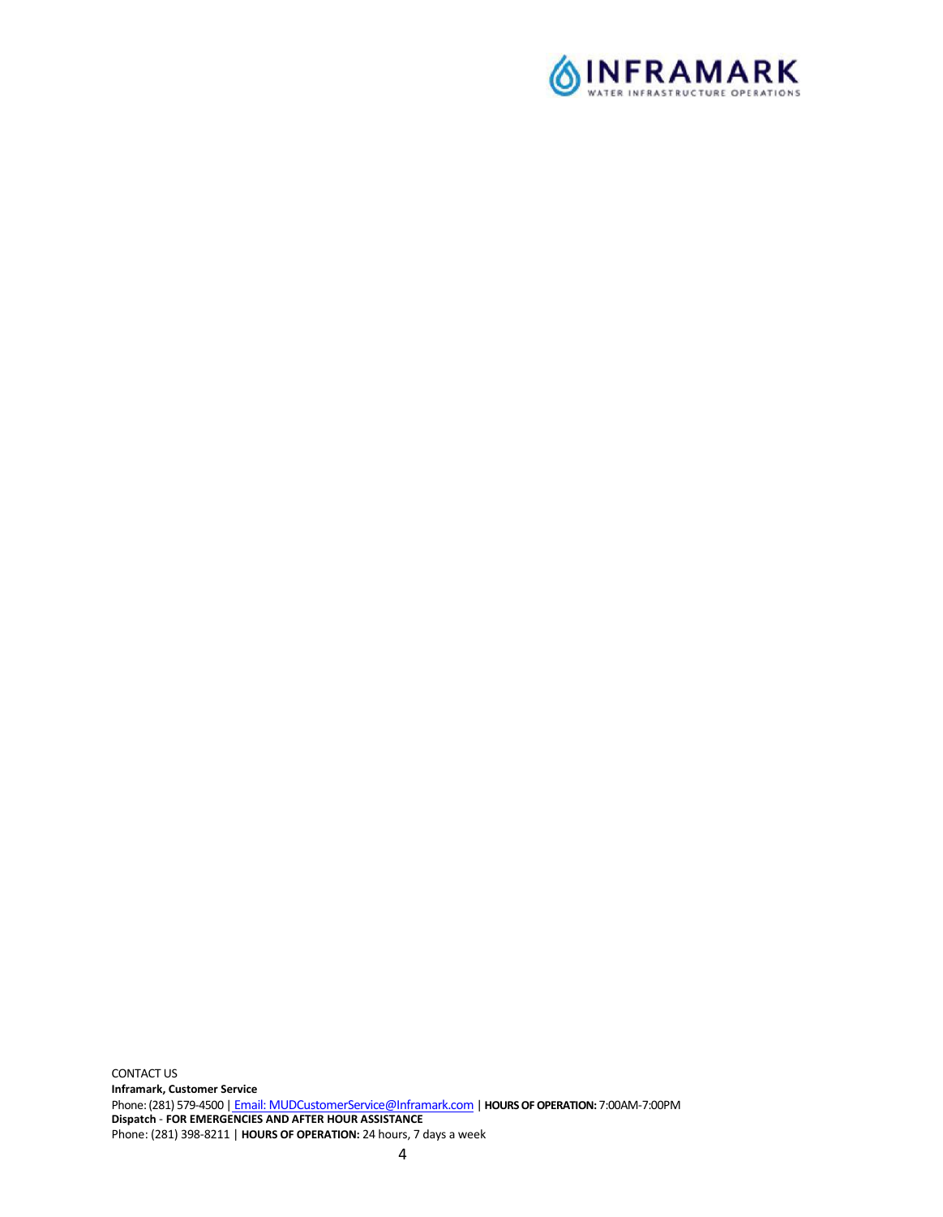CONTACT US

**Inframark, Customer Service**

Phone: (281) 579-4500 | Email: MUDCustomerService@Inframark.com | **HOURS OF OPERATION:** 7:00AM-7:00PM

**Dispatch** - **FOR EMERGENCIES AND AFTER HOUR ASSISTANCE**

Phone: (281) 398-8211 | **HOURS OF OPERATION:** 24 hours, 7 days a week